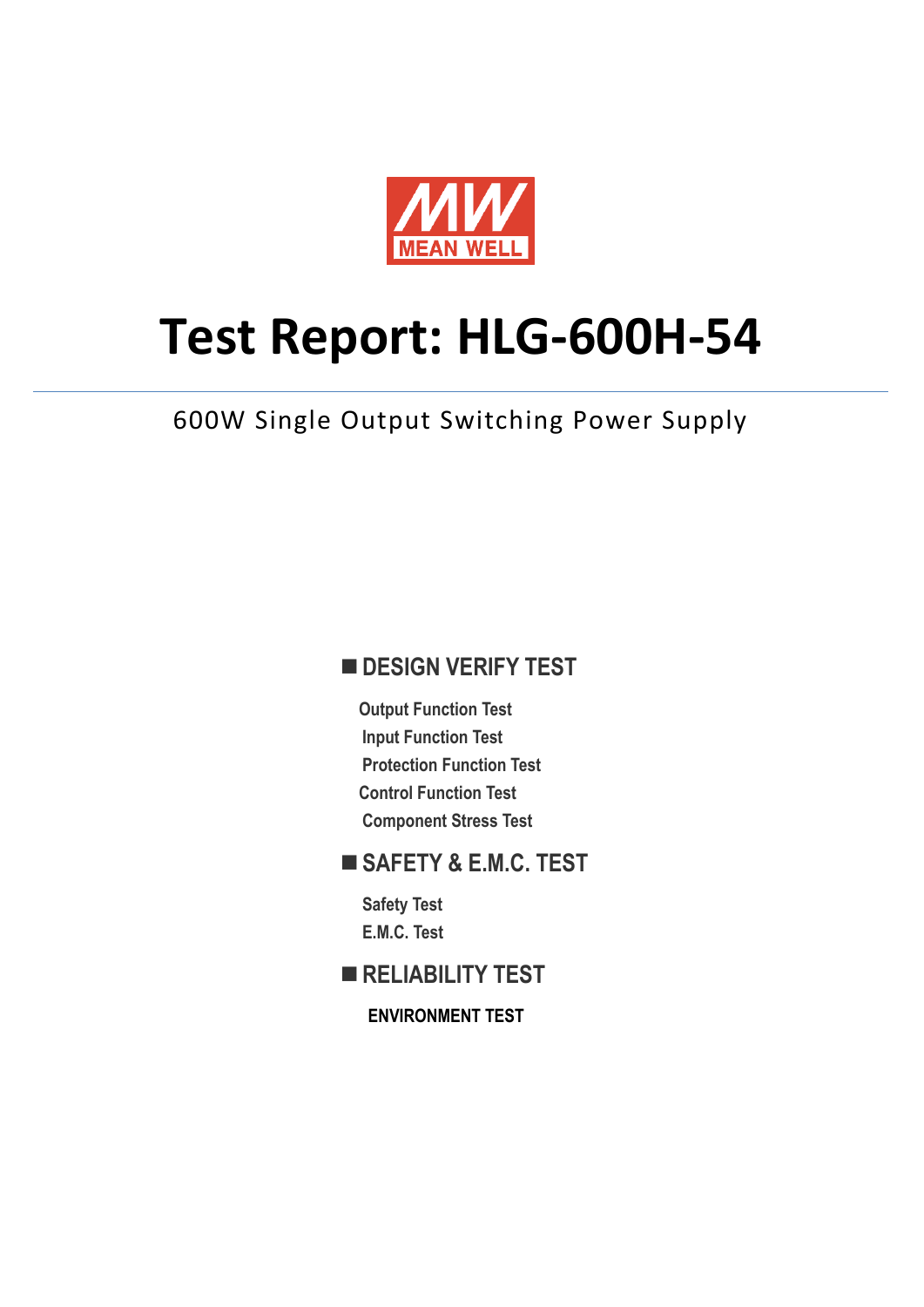MEAN WELL

# Test Report: HLG-600H-54

600W Single Output Switching Power Supply

## ■ DESIGN VERIFY TEST

- Output Function Test
- Input Function Test
- Protection Function Test
- Control Function Test
- Component Stress Test

## ■ SAFETY & E.M.C. TEST

- Safety Test
- E.M.C. Test

## ■ RELIABILITY TEST

**ENVIRONMENT TEST**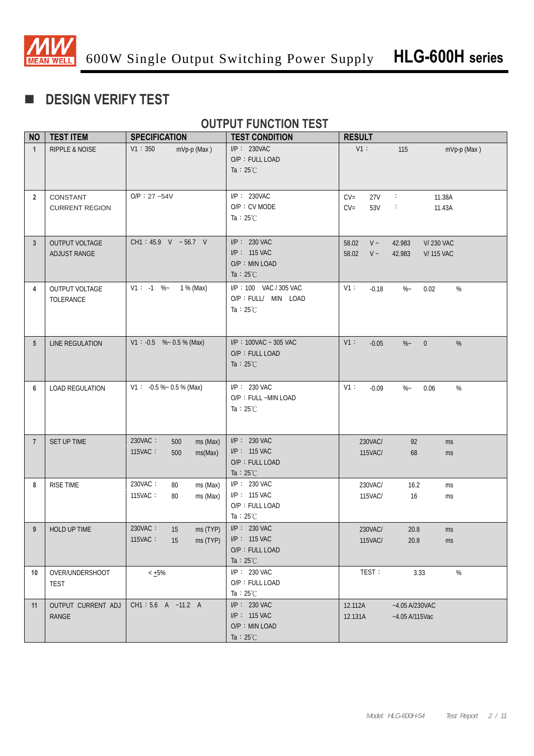## DESIGN VERIFY TEST

### OUTPUT FUNCTION TEST

| NO | TEST ITEM | SPECIFICATION | TEST CONDITION | RESULT |
|---|---|---|---|---|
| 1 | RIPPLE & NOISE | V1：350 mVp-p (Max ) | I/P： 230VAC<br>O/P：FULL LOAD<br>Ta：25℃ | V1： 115 mVp-p (Max ) |
| 2 | CONSTANT CURRENT REGION | O/P：27 ~54V | I/P： 230VAC<br>O/P：CV MODE<br>Ta：25℃ | CV= 27V ： 11.38A<br>CV= 53V ： 11.43A |
| 3 | OUTPUT VOLTAGE ADJUST RANGE | CH1：45.9 V ~ 56.7 V | I/P： 230 VAC<br>I/P： 115 VAC<br>O/P：MIN LOAD<br>Ta：25℃ | 58.02 V ~ 42.983 V/ 230 VAC<br>58.02 V ~ 42.983 V/ 115 VAC |
| 4 | OUTPUT VOLTAGE TOLERANCE | V1： -1 %~ 1 % (Max) | I/P：100 VAC / 305 VAC<br>O/P：FULL/ MIN LOAD<br>Ta：25℃ | V1： -0.18 %~ 0.02 % |
| 5 | LINE REGULATION | V1：-0.5 %~ 0.5 % (Max) | I/P：100VAC ~ 305 VAC<br>O/P：FULL LOAD<br>Ta：25℃ | V1： -0.05 %~ 0 % |
| 6 | LOAD REGULATION | V1： -0.5 %~ 0.5 % (Max) | I/P： 230 VAC<br>O/P：FULL ~MIN LOAD<br>Ta：25℃ | V1： -0.09 %~ 0.06 % |
| 7 | SET UP TIME | 230VAC： 500 ms (Max)<br>115VAC： 500 ms(Max) | I/P： 230 VAC<br>I/P： 115 VAC<br>O/P：FULL LOAD<br>Ta：25℃ | 230VAC/ 92 ms<br>115VAC/ 68 ms |
| 8 | RISE TIME | 230VAC： 80 ms (Max)<br>115VAC： 80 ms (Max) | I/P： 230 VAC<br>I/P： 115 VAC<br>O/P：FULL LOAD<br>Ta：25℃ | 230VAC/ 16.2 ms<br>115VAC/ 16 ms |
| 9 | HOLD UP TIME | 230VAC： 15 ms (TYP)<br>115VAC： 15 ms (TYP) | I/P： 230 VAC<br>I/P： 115 VAC<br>O/P：FULL LOAD<br>Ta：25℃ | 230VAC/ 20.8 ms<br>115VAC/ 20.8 ms |
| 10 | OVER/UNDERSHOOT TEST | < ±5% | I/P： 230 VAC<br>O/P：FULL LOAD<br>Ta：25℃ | TEST： 3.33 % |
| 11 | OUTPUT CURRENT ADJ RANGE | CH1：5.6 A ~11.2 A | I/P： 230 VAC<br>I/P： 115 VAC<br>O/P：MIN LOAD<br>Ta：25℃ | 12.112A ~4.05 A/230VAC<br>12.131A ~4.05 A/115Vac |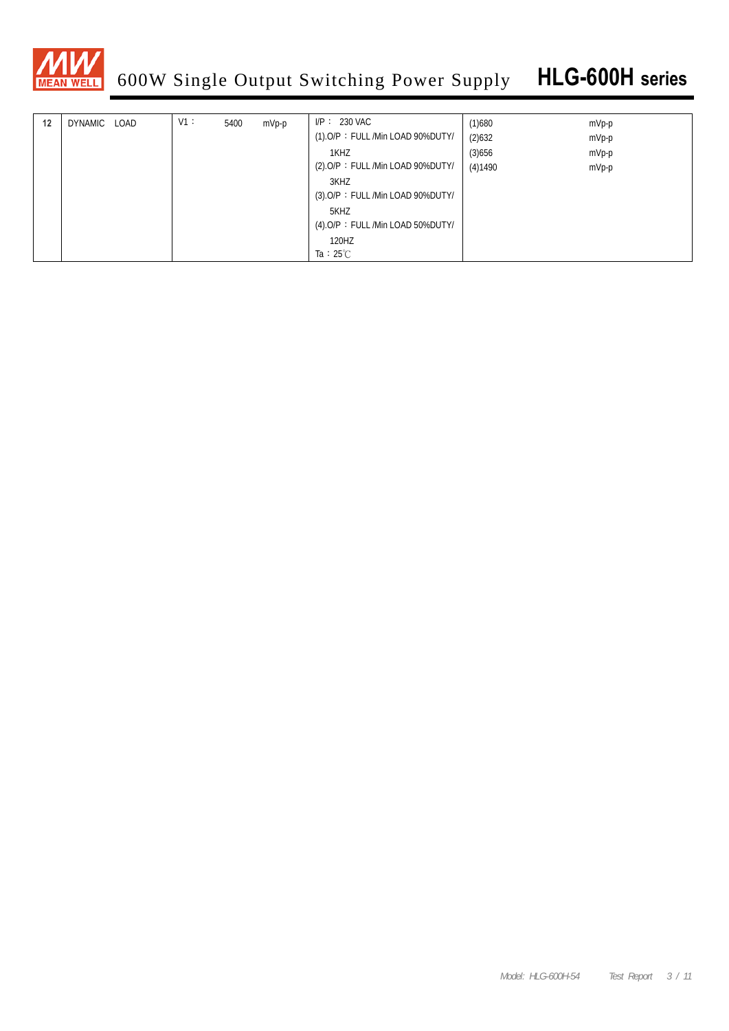| 12 | DYNAMIC LOAD | V1： | 5400 | mVp-p | I/P： 230 VAC<br>(1).O/P：FULL /Min LOAD 90%DUTY/ 1KHZ<br>(2).O/P：FULL /Min LOAD 90%DUTY/ 3KHZ<br>(3).O/P：FULL /Min LOAD 90%DUTY/ 5KHZ<br>(4).O/P：FULL /Min LOAD 50%DUTY/ 120HZ<br>Ta：25℃ | (1)680<br>(2)632<br>(3)656<br>(4)1490 | mVp-p<br>mVp-p<br>mVp-p<br>mVp-p |
|---|---|---|---|---|---|---|---|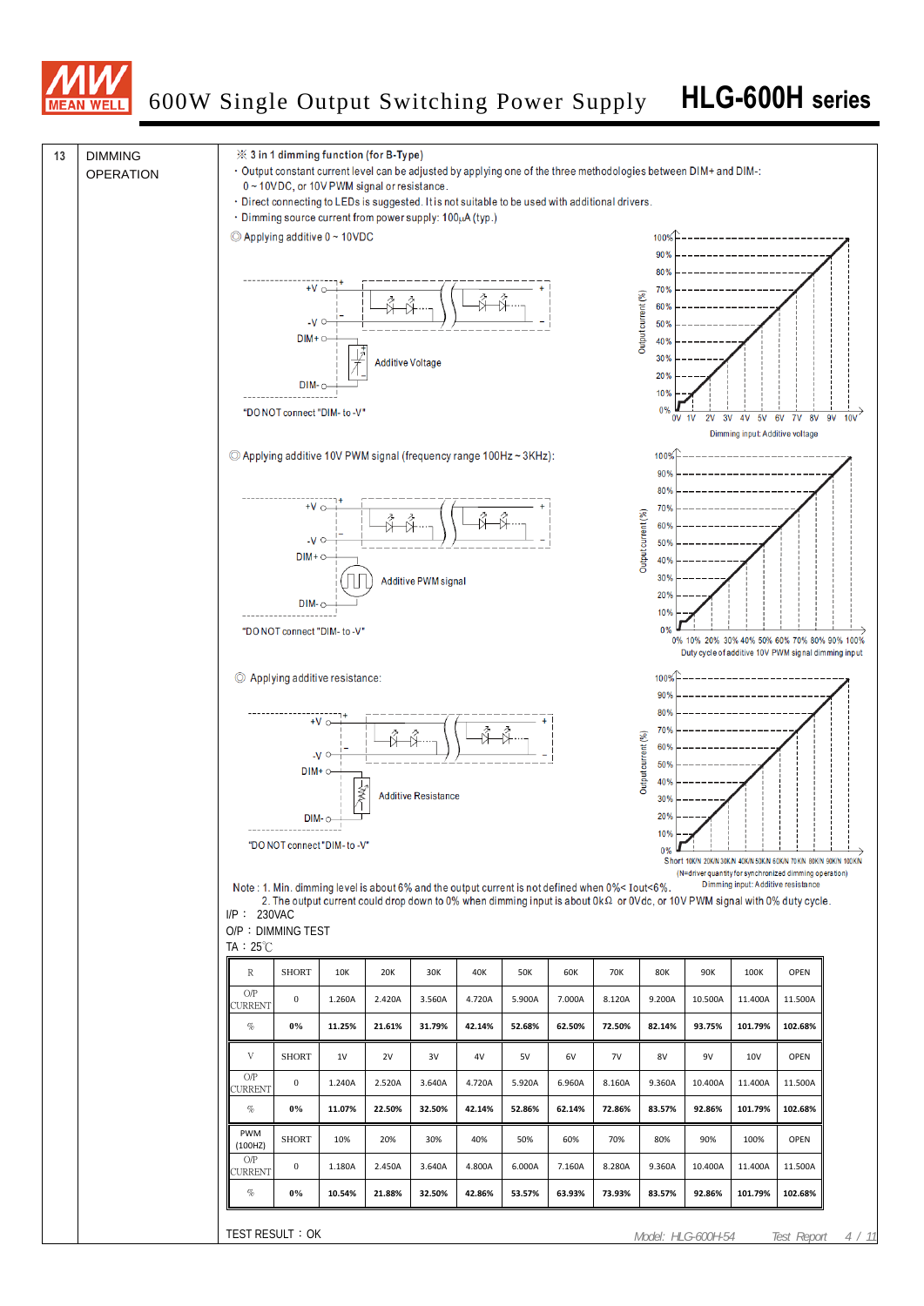# 600W Single Output Switching Power Supply HLG-600H series

## 13 DIMMING OPERATION

※ 3 in 1 dimming function (for B-Type)

- Output constant current level can be adjusted by applying one of the three methodologies between DIM+ and DIM-: 0 ~ 10VDC, or 10V PWM signal or resistance.
- Direct connecting to LEDs is suggested. It is not suitable to be used with additional drivers.
- Dimming source current from power supply: 100μA (typ.)

◎ Applying additive 0 ~ 10VDC

+V, -V, DIM+, DIM-, Additive Voltage

"DO NOT connect "DIM- to -V"

Output current (%) vs. Dimming input: Additive voltage (0V, 1V, 2V, 3V, 4V, 5V, 6V, 7V, 8V, 9V, 10V; 0% ~ 100%)

◎ Applying additive 10V PWM signal (frequency range 100Hz ~ 3KHz):

+V, -V, DIM+, DIM-, Additive PWM signal

"DO NOT connect "DIM- to -V"

Output current (%) vs. Duty cycle of additive 10V PWM signal dimming input (0%, 10%, 20%, 30%, 40%, 50%, 60%, 70%, 80%, 90%, 100%)

◎ Applying additive resistance:

+V, -V, DIM+, DIM-, Additive Resistance

"DO NOT connect "DIM- to -V"

Output current (%) vs. Dimming input: Additive resistance (Short 10K/N 20K/N 30K/N 40K/N 50K/N 60K/N 70K/N 80K/N 90K/N 100K/N) (N=driver quantity for synchronized dimming operation)

Note : 1. Min. dimming level is about 6% and the output current is not defined when 0%< Iout<6%.
2. The output current could drop down to 0% when dimming input is about 0kΩ or 0Vdc, or 10V PWM signal with 0% duty cycle.

I/P : 230VAC

O/P : DIMMING TEST

TA : 25℃

| R | SHORT | 10K | 20K | 30K | 40K | 50K | 60K | 70K | 80K | 90K | 100K | OPEN |
|---|---|---|---|---|---|---|---|---|---|---|---|---|
| O/P CURRENT | 0 | 1.260A | 2.420A | 3.560A | 4.720A | 5.900A | 7.000A | 8.120A | 9.200A | 10.500A | 11.400A | 11.500A |
| % | 0% | 11.25% | 21.61% | 31.79% | 42.14% | 52.68% | 62.50% | 72.50% | 82.14% | 93.75% | 101.79% | 102.68% |
| V | SHORT | 1V | 2V | 3V | 4V | 5V | 6V | 7V | 8V | 9V | 10V | OPEN |
| O/P CURRENT | 0 | 1.240A | 2.520A | 3.640A | 4.720A | 5.920A | 6.960A | 8.160A | 9.360A | 10.400A | 11.400A | 11.500A |
| % | 0% | 11.07% | 22.50% | 32.50% | 42.14% | 52.86% | 62.14% | 72.86% | 83.57% | 92.86% | 101.79% | 102.68% |
| PWM (100HZ) | SHORT | 10% | 20% | 30% | 40% | 50% | 60% | 70% | 80% | 90% | 100% | OPEN |
| O/P CURRENT | 0 | 1.180A | 2.450A | 3.640A | 4.800A | 6.000A | 7.160A | 8.280A | 9.360A | 10.400A | 11.400A | 11.500A |
| % | 0% | 10.54% | 21.88% | 32.50% | 42.86% | 53.57% | 63.93% | 73.93% | 83.57% | 92.86% | 101.79% | 102.68% |

TEST RESULT : OK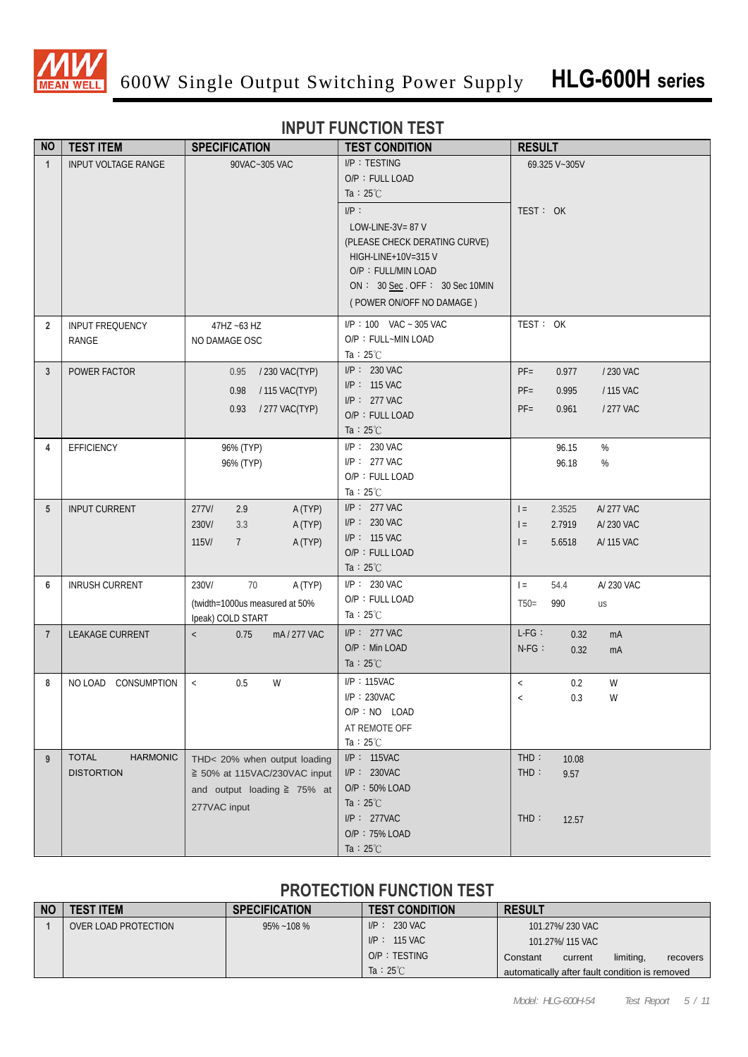# 600W Single Output Switching Power Supply HLG-600H series

## INPUT FUNCTION TEST

| NO | TEST ITEM | SPECIFICATION | TEST CONDITION | RESULT |
|---|---|---|---|---|
| 1 | INPUT VOLTAGE RANGE | 90VAC~305 VAC | I/P：TESTING<br>O/P：FULL LOAD<br>Ta：25℃ | 69.325 V~305V |
| | | | I/P：<br>LOW-LINE-3V= 87 V<br>(PLEASE CHECK DERATING CURVE)<br>HIGH-LINE+10V=315 V<br>O/P：FULL/MIN LOAD<br>ON： 30 Sec . OFF： 30 Sec 10MIN<br>( POWER ON/OFF NO DAMAGE ) | TEST： OK |
| 2 | INPUT FREQUENCY RANGE | 47HZ ~63 HZ<br>NO DAMAGE OSC | I/P：100 VAC ~ 305 VAC<br>O/P：FULL~MIN LOAD<br>Ta：25℃ | TEST： OK |
| 3 | POWER FACTOR | 0.95 / 230 VAC(TYP)<br>0.98 / 115 VAC(TYP)<br>0.93 / 277 VAC(TYP) | I/P： 230 VAC<br>I/P： 115 VAC<br>I/P： 277 VAC<br>O/P：FULL LOAD<br>Ta：25℃ | PF= 0.977 / 230 VAC<br>PF= 0.995 / 115 VAC<br>PF= 0.961 / 277 VAC |
| 4 | EFFICIENCY | 96% (TYP)<br>96% (TYP) | I/P： 230 VAC<br>I/P： 277 VAC<br>O/P：FULL LOAD<br>Ta：25℃ | 96.15 %<br>96.18 % |
| 5 | INPUT CURRENT | 277V/ 2.9 A (TYP)<br>230V/ 3.3 A (TYP)<br>115V/ 7 A (TYP) | I/P： 277 VAC<br>I/P： 230 VAC<br>I/P： 115 VAC<br>O/P：FULL LOAD<br>Ta：25℃ | I = 2.3525 A/ 277 VAC<br>I = 2.7919 A/ 230 VAC<br>I = 5.6518 A/ 115 VAC |
| 6 | INRUSH CURRENT | 230V/ 70 A (TYP)<br>(twidth=1000us measured at 50% Ipeak) COLD START | I/P： 230 VAC<br>O/P：FULL LOAD<br>Ta：25℃ | I = 54.4 A/ 230 VAC<br>T50= 990 us |
| 7 | LEAKAGE CURRENT | < 0.75 mA / 277 VAC | I/P： 277 VAC<br>O/P：Min LOAD<br>Ta：25℃ | L-FG： 0.32 mA<br>N-FG： 0.32 mA |
| 8 | NO LOAD CONSUMPTION | < 0.5 W | I/P：115VAC<br>I/P：230VAC<br>O/P：NO LOAD<br>AT REMOTE OFF<br>Ta：25℃ | < 0.2 W<br>< 0.3 W |
| 9 | TOTAL HARMONIC DISTORTION | THD< 20% when output loading ≧ 50% at 115VAC/230VAC input and output loading ≧ 75% at 277VAC input | I/P： 115VAC<br>I/P： 230VAC<br>O/P：50% LOAD<br>Ta：25℃<br>I/P： 277VAC<br>O/P：75% LOAD<br>Ta：25℃ | THD： 10.08<br>THD： 9.57<br><br>THD： 12.57 |

## PROTECTION FUNCTION TEST

| NO | TEST ITEM | SPECIFICATION | TEST CONDITION | RESULT |
|---|---|---|---|---|
| 1 | OVER LOAD PROTECTION | 95% ~108 % | I/P： 230 VAC<br>I/P： 115 VAC<br>O/P：TESTING<br>Ta：25℃ | 101.27%/ 230 VAC<br>101.27%/ 115 VAC<br>Constant current limiting, recovers automatically after fault condition is removed |

*Model: HLG-600H-54 Test Report*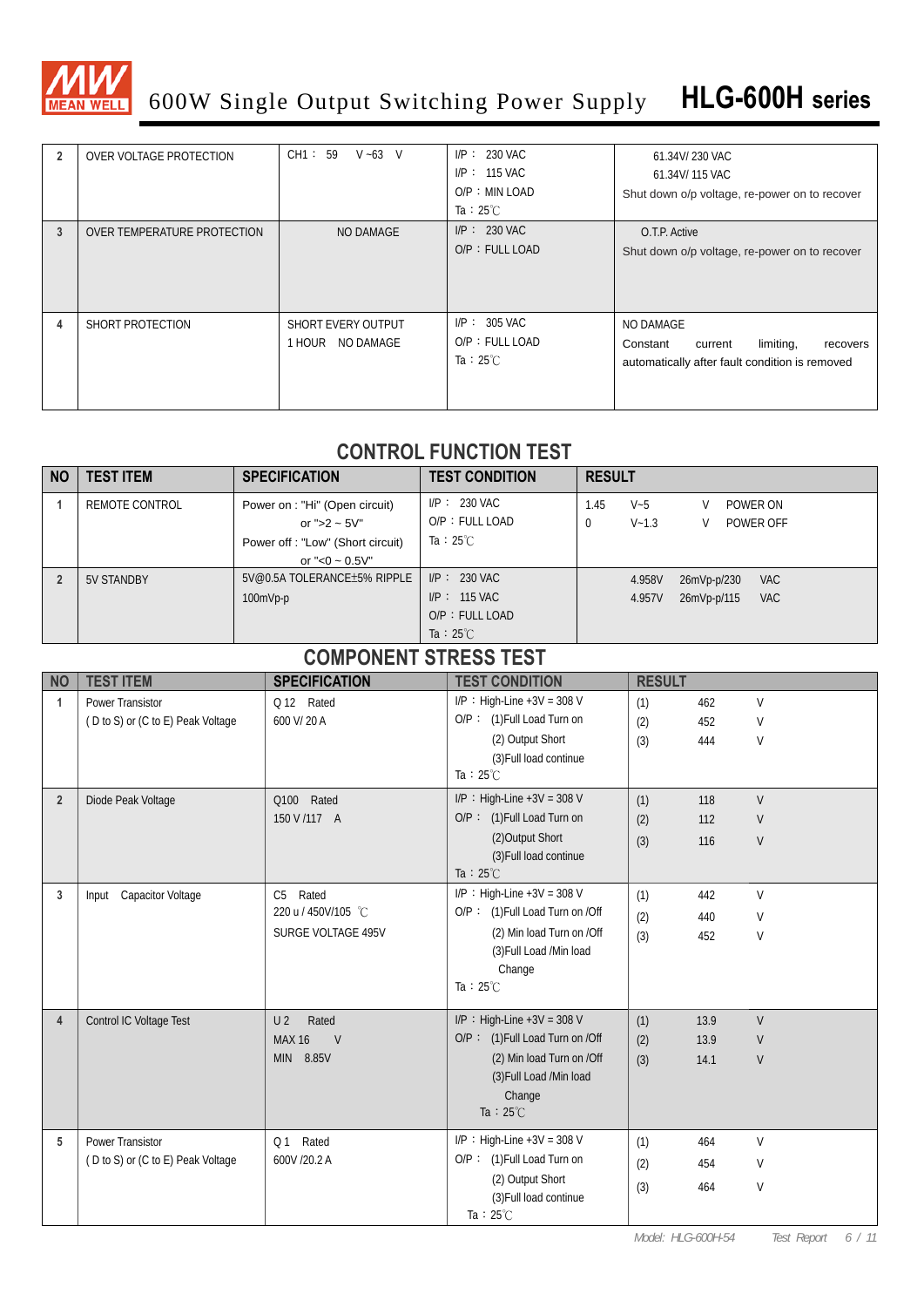| 2 | OVER VOLTAGE PROTECTION | CH1： 59 V ~63 V | I/P： 230 VAC<br>I/P： 115 VAC<br>O/P：MIN LOAD<br>Ta：25℃ | 61.34V/ 230 VAC<br>61.34V/ 115 VAC<br>Shut down o/p voltage, re-power on to recover |
|---|---|---|---|---|
| 3 | OVER TEMPERATURE PROTECTION | NO DAMAGE | I/P： 230 VAC<br>O/P：FULL LOAD | O.T.P. Active<br>Shut down o/p voltage, re-power on to recover |
| 4 | SHORT PROTECTION | SHORT EVERY OUTPUT<br>1 HOUR NO DAMAGE | I/P： 305 VAC<br>O/P：FULL LOAD<br>Ta：25℃ | NO DAMAGE<br>Constant current limiting, recovers automatically after fault condition is removed |

## CONTROL FUNCTION TEST

| NO | TEST ITEM | SPECIFICATION | TEST CONDITION | RESULT |
|---|---|---|---|---|
| 1 | REMOTE CONTROL | Power on : "Hi" (Open circuit)<br>or ">2 ~ 5V"<br>Power off : "Low" (Short circuit)<br>or "<0 ~ 0.5V" | I/P： 230 VAC<br>O/P：FULL LOAD<br>Ta：25℃ | 1.45 V~5 V POWER ON<br>0 V~1.3 V POWER OFF |
| 2 | 5V STANDBY | 5V@0.5A TOLERANCE±5% RIPPLE 100mVp-p | I/P： 230 VAC<br>I/P： 115 VAC<br>O/P：FULL LOAD<br>Ta：25℃ | 4.958V 26mVp-p/230 VAC<br>4.957V 26mVp-p/115 VAC |

## COMPONENT STRESS TEST

| NO | TEST ITEM | SPECIFICATION | TEST CONDITION | RESULT |
|---|---|---|---|---|
| 1 | Power Transistor<br>( D to S) or (C to E) Peak Voltage | Q 12 Rated<br>600 V/ 20 A | I/P：High-Line +3V = 308 V<br>O/P： (1)Full Load Turn on<br>(2) Output Short<br>(3)Full load continue<br>Ta：25℃ | (1) 462 V<br>(2) 452 V<br>(3) 444 V |
| 2 | Diode Peak Voltage | Q100 Rated<br>150 V /117 A | I/P：High-Line +3V = 308 V<br>O/P： (1)Full Load Turn on<br>(2)Output Short<br>(3)Full load continue<br>Ta：25℃ | (1) 118 V<br>(2) 112 V<br>(3) 116 V |
| 3 | Input Capacitor Voltage | C5 Rated<br>220 u / 450V/105 ℃<br>SURGE VOLTAGE 495V | I/P：High-Line +3V = 308 V<br>O/P： (1)Full Load Turn on /Off<br>(2) Min load Turn on /Off<br>(3)Full Load /Min load Change<br>Ta：25℃ | (1) 442 V<br>(2) 440 V<br>(3) 452 V |
| 4 | Control IC Voltage Test | U 2 Rated<br>MAX 16 V<br>MIN 8.85V | I/P：High-Line +3V = 308 V<br>O/P： (1)Full Load Turn on /Off<br>(2) Min load Turn on /Off<br>(3)Full Load /Min load Change<br>Ta：25℃ | (1) 13.9 V<br>(2) 13.9 V<br>(3) 14.1 V |
| 5 | Power Transistor<br>( D to S) or (C to E) Peak Voltage | Q 1 Rated<br>600V /20.2 A | I/P：High-Line +3V = 308 V<br>O/P： (1)Full Load Turn on<br>(2) Output Short<br>(3)Full load continue<br>Ta：25℃ | (1) 464 V<br>(2) 454 V<br>(3) 464 V |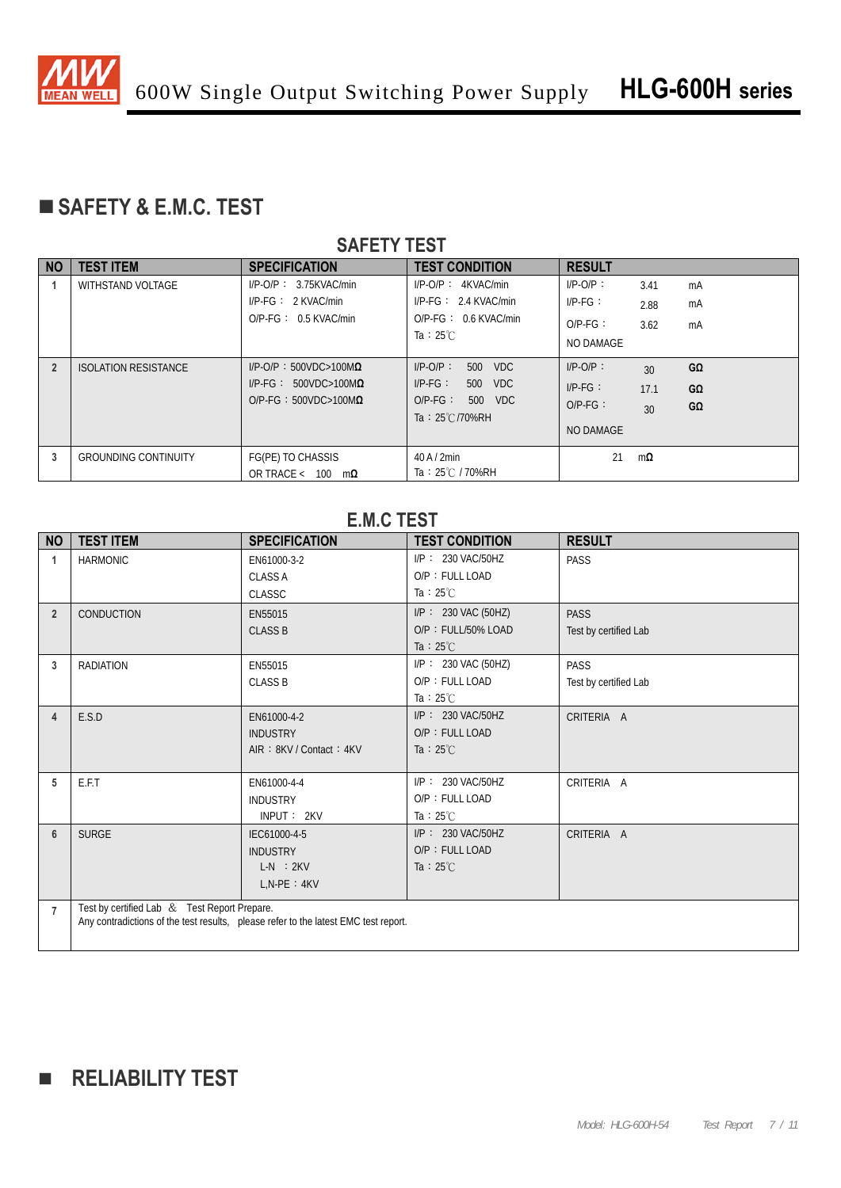## ■ SAFETY & E.M.C. TEST

### SAFETY TEST

| NO | TEST ITEM | SPECIFICATION | TEST CONDITION | RESULT |
|---|---|---|---|---|
| 1 | WITHSTAND VOLTAGE | I/P-O/P： 3.75KVAC/min<br>I/P-FG： 2 KVAC/min<br>O/P-FG： 0.5 KVAC/min | I/P-O/P： 4KVAC/min<br>I/P-FG： 2.4 KVAC/min<br>O/P-FG： 0.6 KVAC/min<br>Ta：25℃ | I/P-O/P： 3.41 mA<br>I/P-FG： 2.88 mA<br>O/P-FG： 3.62 mA<br>NO DAMAGE |
| 2 | ISOLATION RESISTANCE | I/P-O/P：500VDC>100MΩ<br>I/P-FG： 500VDC>100MΩ<br>O/P-FG：500VDC>100MΩ | I/P-O/P： 500 VDC<br>I/P-FG： 500 VDC<br>O/P-FG： 500 VDC<br>Ta：25℃/70%RH | I/P-O/P： 30 GΩ<br>I/P-FG： 17.1 GΩ<br>O/P-FG： 30 GΩ<br>NO DAMAGE |
| 3 | GROUNDING CONTINUITY | FG(PE) TO CHASSIS<br>OR TRACE < 100 mΩ | 40 A / 2min<br>Ta：25℃ / 70%RH | 21 mΩ |

### E.M.C TEST

| NO | TEST ITEM | SPECIFICATION | TEST CONDITION | RESULT |
|---|---|---|---|---|
| 1 | HARMONIC | EN61000-3-2<br>CLASS A<br>CLASSC | I/P： 230 VAC/50HZ<br>O/P：FULL LOAD<br>Ta：25℃ | PASS |
| 2 | CONDUCTION | EN55015<br>CLASS B | I/P： 230 VAC (50HZ)<br>O/P：FULL/50% LOAD<br>Ta：25℃ | PASS<br>Test by certified Lab |
| 3 | RADIATION | EN55015<br>CLASS B | I/P： 230 VAC (50HZ)<br>O/P：FULL LOAD<br>Ta：25℃ | PASS<br>Test by certified Lab |
| 4 | E.S.D | EN61000-4-2<br>INDUSTRY<br>AIR：8KV / Contact：4KV | I/P： 230 VAC/50HZ<br>O/P：FULL LOAD<br>Ta：25℃ | CRITERIA A |
| 5 | E.F.T | EN61000-4-4<br>INDUSTRY<br>INPUT： 2KV | I/P： 230 VAC/50HZ<br>O/P：FULL LOAD<br>Ta：25℃ | CRITERIA A |
| 6 | SURGE | IEC61000-4-5<br>INDUSTRY<br>L-N ：2KV<br>L,N-PE：4KV | I/P： 230 VAC/50HZ<br>O/P：FULL LOAD<br>Ta：25℃ | CRITERIA A |
| 7 | Test by certified Lab & Test Report Prepare.<br>Any contradictions of the test results, please refer to the latest EMC test report. | | | |

## ■ RELIABILITY TEST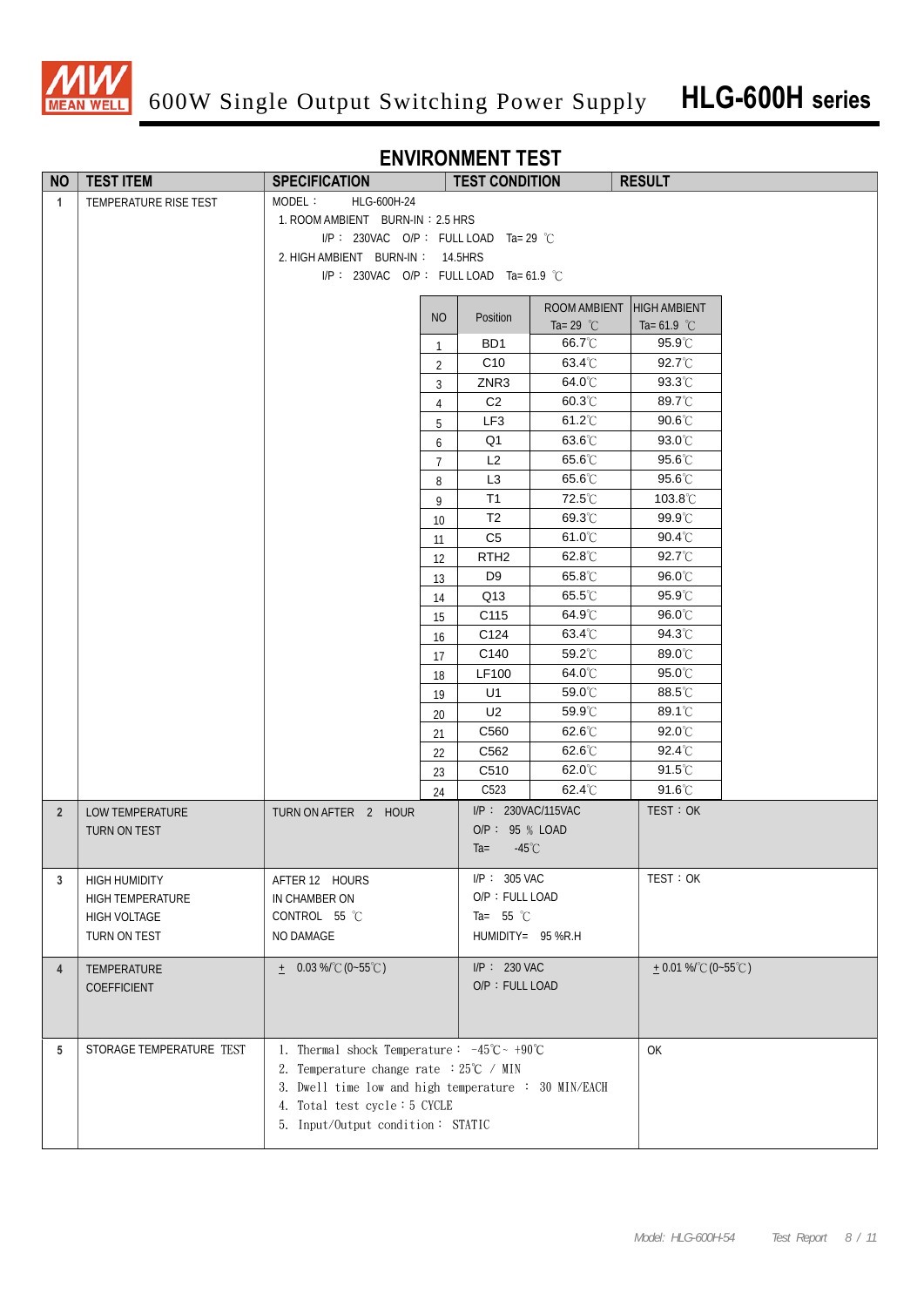600W Single Output Switching Power Supply **HLG-600H series**

## ENVIRONMENT TEST

| NO | TEST ITEM | SPECIFICATION | TEST CONDITION | RESULT |
|---|---|---|---|---|
| 1 | TEMPERATURE RISE TEST | MODEL： HLG-600H-24<br>1. ROOM AMBIENT BURN-IN：2.5 HRS<br>I/P： 230VAC O/P： FULL LOAD Ta= 29 ℃<br>2. HIGH AMBIENT BURN-IN： 14.5HRS<br>I/P： 230VAC O/P： FULL LOAD Ta= 61.9 ℃ | | |
| 2 | LOW TEMPERATURE TURN ON TEST | TURN ON AFTER 2 HOUR | I/P： 230VAC/115VAC<br>O/P： 95 ％ LOAD<br>Ta= -45℃ | TEST：OK |
| 3 | HIGH HUMIDITY HIGH TEMPERATURE HIGH VOLTAGE TURN ON TEST | AFTER 12 HOURS IN CHAMBER ON CONTROL 55 ℃ NO DAMAGE | I/P： 305 VAC<br>O/P：FULL LOAD<br>Ta= 55 ℃<br>HUMIDITY= 95 %R.H | TEST：OK |
| 4 | TEMPERATURE COEFFICIENT | ± 0.03 %/℃(0~55℃) | I/P： 230 VAC<br>O/P：FULL LOAD | ± 0.01 %/℃(0~55℃) |
| 5 | STORAGE TEMPERATURE TEST | 1. Thermal shock Temperature： -45℃~ +90℃<br>2. Temperature change rate ：25℃ / MIN<br>3. Dwell time low and high temperature ： 30 MIN/EACH<br>4. Total test cycle：5 CYCLE<br>5. Input/Output condition： STATIC | | OK |

Temperature rise test results (Test 1):

| NO | Position | ROOM AMBIENT Ta= 29 ℃ | HIGH AMBIENT Ta= 61.9 ℃ |
|---|---|---|---|
| 1 | BD1 | 66.7℃ | 95.9℃ |
| 2 | C10 | 63.4℃ | 92.7℃ |
| 3 | ZNR3 | 64.0℃ | 93.3℃ |
| 4 | C2 | 60.3℃ | 89.7℃ |
| 5 | LF3 | 61.2℃ | 90.6℃ |
| 6 | Q1 | 63.6℃ | 93.0℃ |
| 7 | L2 | 65.6℃ | 95.6℃ |
| 8 | L3 | 65.6℃ | 95.6℃ |
| 9 | T1 | 72.5℃ | 103.8℃ |
| 10 | T2 | 69.3℃ | 99.9℃ |
| 11 | C5 | 61.0℃ | 90.4℃ |
| 12 | RTH2 | 62.8℃ | 92.7℃ |
| 13 | D9 | 65.8℃ | 96.0℃ |
| 14 | Q13 | 65.5℃ | 95.9℃ |
| 15 | C115 | 64.9℃ | 96.0℃ |
| 16 | C124 | 63.4℃ | 94.3℃ |
| 17 | C140 | 59.2℃ | 89.0℃ |
| 18 | LF100 | 64.0℃ | 95.0℃ |
| 19 | U1 | 59.0℃ | 88.5℃ |
| 20 | U2 | 59.9℃ | 89.1℃ |
| 21 | C560 | 62.6℃ | 92.0℃ |
| 22 | C562 | 62.6℃ | 92.4℃ |
| 23 | C510 | 62.0℃ | 91.5℃ |
| 24 | C523 | 62.4℃ | 91.6℃ |

*Model: HLG-600H-54 Test Report*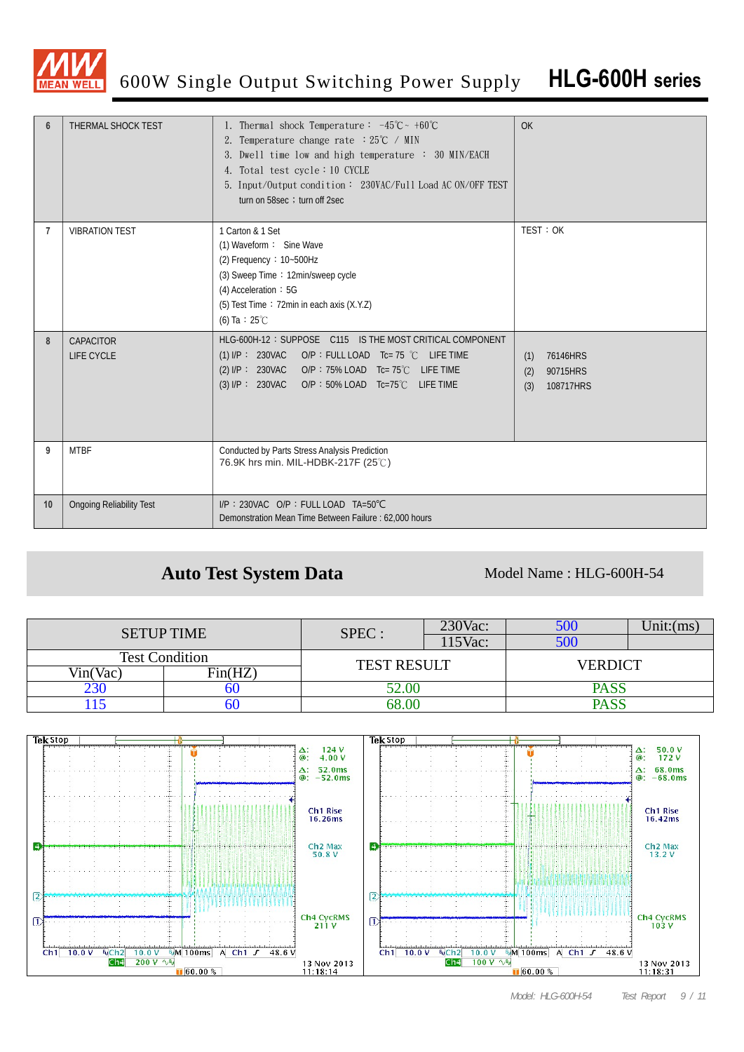# 600W Single Output Switching Power Supply — HLG-600H series

| No. | Item | Test Condition | Result |
|---|---|---|---|
| 6 | THERMAL SHOCK TEST | 1. Thermal shock Temperature： -45℃~ +60℃<br>2. Temperature change rate ：25℃ / MIN<br>3. Dwell time low and high temperature ： 30 MIN/EACH<br>4. Total test cycle：10 CYCLE<br>5. Input/Output condition： 230VAC/Full Load AC ON/OFF TEST turn on 58sec；turn off 2sec | OK |
| 7 | VIBRATION TEST | 1 Carton & 1 Set<br>(1) Waveform： Sine Wave<br>(2) Frequency：10~500Hz<br>(3) Sweep Time：12min/sweep cycle<br>(4) Acceleration：5G<br>(5) Test Time：72min in each axis (X.Y.Z)<br>(6) Ta：25℃ | TEST：OK |
| 8 | CAPACITOR LIFE CYCLE | HLG-600H-12：SUPPOSE C115 IS THE MOST CRITICAL COMPONENT<br>(1) I/P： 230VAC O/P：FULL LOAD Tc= 75 ℃ LIFE TIME<br>(2) I/P： 230VAC O/P：75% LOAD Tc= 75℃ LIFE TIME<br>(3) I/P： 230VAC O/P：50% LOAD Tc=75℃ LIFE TIME | (1) 76146HRS<br>(2) 90715HRS<br>(3) 108717HRS |
| 9 | MTBF | Conducted by Parts Stress Analysis Prediction<br>76.9K hrs min. MIL-HDBK-217F (25℃) | |
| 10 | Ongoing Reliability Test | I/P：230VAC O/P：FULL LOAD TA=50℃<br>Demonstration Mean Time Between Failure : 62,000 hours | |

## Auto Test System Data

Model Name : HLG-600H-54

| SETUP TIME | | SPEC : | 230Vac: | 500 | Unit:(ms) |
|---|---|---|---|---|---|
| | | | 115Vac: | 500 | |
| Test Condition | | TEST RESULT | | VERDICT | |
| Vin(Vac) | Fin(HZ) | | | | |
| 230 | 60 | 52.00 | | PASS | |
| 115 | 60 | 68.00 | | PASS | |

Tek Stop — Δ: 124 V @: 4.00 V; Δ: 52.0ms @: −52.0ms; Ch1 Rise 16.26ms; Ch2 Max 50.8 V; Ch4 CycRMS 211 V; Ch1 10.0 V Ch2 10.0 V M 100ms A Ch1 ∫ 48.6 V; Ch4 200 V; 60.00 %; 13 Nov 2013 11:18:14

Tek Stop — Δ: 50.0 V @: 172 V; Δ: 68.0ms @: −68.0ms; Ch1 Rise 16.42ms; Ch2 Max 13.2 V; Ch4 CycRMS 103 V; Ch1 10.0 V Ch2 10.0 V M 100ms A Ch1 ∫ 48.6 V; Ch4 100 V; 60.00 %; 13 Nov 2013 11:18:31

Model: HLG-600H-54 Test Report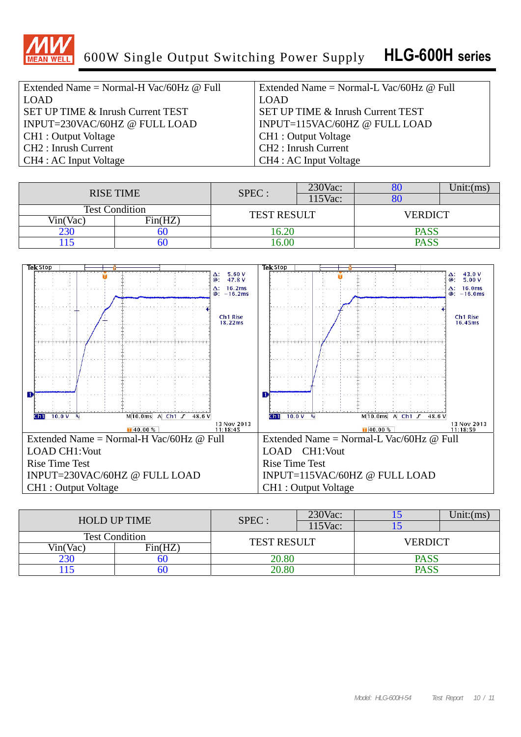600W Single Output Switching Power Supply **HLG-600H series**

| Extended Name = Normal-H Vac/60Hz @ Full LOAD<br>SET UP TIME & Inrush Current TEST<br>INPUT=230VAC/60HZ @ FULL LOAD<br>CH1 : Output Voltage<br>CH2 : Inrush Current<br>CH4 : AC Input Voltage | Extended Name = Normal-L Vac/60Hz @ Full LOAD<br>SET UP TIME & Inrush Current TEST<br>INPUT=115VAC/60HZ @ FULL LOAD<br>CH1 : Output Voltage<br>CH2 : Inrush Current<br>CH4 : AC Input Voltage |
|---|---|

| RISE TIME | | SPEC : | 230Vac: | 80 | Unit:(ms) |
|---|---|---|---|---|---|
| | | | 115Vac: | 80 | |
| Test Condition | | TEST RESULT | | VERDICT | |
| Vin(Vac) | Fin(HZ) | | | | |
| 230 | 60 | 16.20 | | PASS | |
| 115 | 60 | 16.00 | | PASS | |

| Extended Name = Normal-H Vac/60Hz @ Full LOAD CH1:Vout<br>Rise Time Test<br>INPUT=230VAC/60HZ @ FULL LOAD<br>CH1 : Output Voltage | Extended Name = Normal-L Vac/60Hz @ Full LOAD CH1:Vout<br>Rise Time Test<br>INPUT=115VAC/60HZ @ FULL LOAD<br>CH1 : Output Voltage |
|---|---|

| HOLD UP TIME | | SPEC : | 230Vac: | 15 | Unit:(ms) |
|---|---|---|---|---|---|
| | | | 115Vac: | 15 | |
| Test Condition | | TEST RESULT | | VERDICT | |
| Vin(Vac) | Fin(HZ) | | | | |
| 230 | 60 | 20.80 | | PASS | |
| 115 | 60 | 20.80 | | PASS | |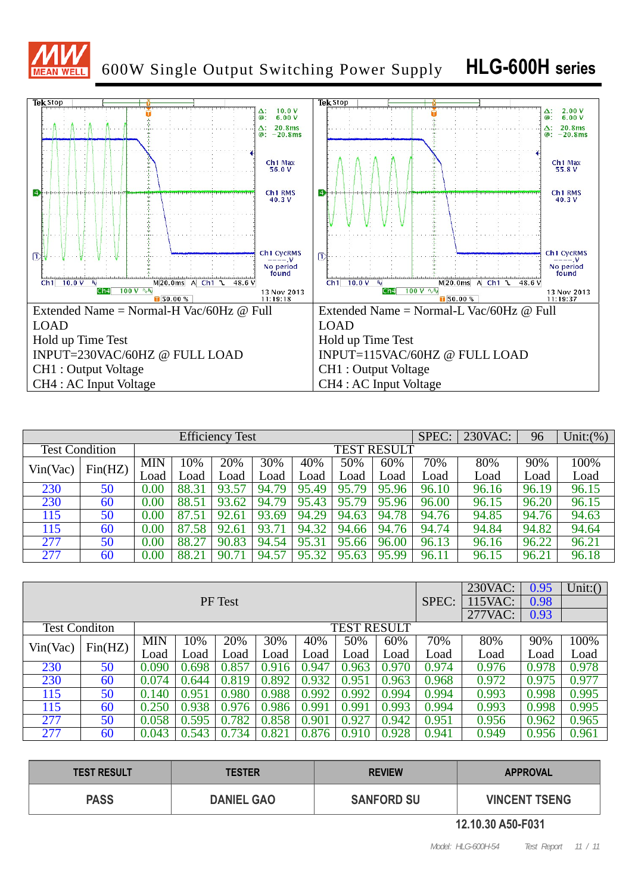# 600W Single Output Switching Power Supply **HLG-600H series**

| | |
|---|---|
| Tek Stop<br>Δ: 10.0 V<br>@: 6.00 V<br>Δ: 20.8ms<br>@: -20.8ms<br>Ch1 Max<br>56.0 V<br>Ch1 RMS<br>40.3 V<br>Ch1 CycRMS<br>----.V<br>No period<br>found<br>Ch1 10.0 V M 20.0ms A Ch1 ⌐ 48.6 V<br>Ch4 100 V<br>50.00 %<br>13 Nov 2013<br>11:19:18 | Tek Stop<br>Δ: 2.00 V<br>@: 6.00 V<br>Δ: 20.8ms<br>@: -20.8ms<br>Ch1 Max<br>55.8 V<br>Ch1 RMS<br>40.3 V<br>Ch1 CycRMS<br>----.V<br>No period<br>found<br>Ch1 10.0 V M 20.0ms A Ch1 ⌐ 48.6 V<br>Ch4 100 V<br>50.00 %<br>13 Nov 2013<br>11:19:37 |
| Extended Name = Normal-H Vac/60Hz @ Full LOAD<br>Hold up Time Test<br>INPUT=230VAC/60HZ @ FULL LOAD<br>CH1 : Output Voltage<br>CH4 : AC Input Voltage | Extended Name = Normal-L Vac/60Hz @ Full LOAD<br>Hold up Time Test<br>INPUT=115VAC/60HZ @ FULL LOAD<br>CH1 : Output Voltage<br>CH4 : AC Input Voltage |

| Efficiency Test | | | | | | | | | SPEC: | 230VAC: | 96 | Unit:(%) |
|---|---|---|---|---|---|---|---|---|---|---|---|---|
| Test Condition | | TEST RESULT | | | | | | | | | | |
| Vin(Vac) | Fin(HZ) | MIN Load | 10% Load | 20% Load | 30% Load | 40% Load | 50% Load | 60% Load | 70% Load | 80% Load | 90% Load | 100% Load |
| 230 | 50 | 0.00 | 88.31 | 93.57 | 94.79 | 95.49 | 95.79 | 95.96 | 96.10 | 96.16 | 96.19 | 96.15 |
| 230 | 60 | 0.00 | 88.51 | 93.62 | 94.79 | 95.43 | 95.79 | 95.96 | 96.00 | 96.15 | 96.20 | 96.15 |
| 115 | 50 | 0.00 | 87.51 | 92.61 | 93.69 | 94.29 | 94.63 | 94.78 | 94.76 | 94.85 | 94.76 | 94.63 |
| 115 | 60 | 0.00 | 87.58 | 92.61 | 93.71 | 94.32 | 94.66 | 94.76 | 94.74 | 94.84 | 94.82 | 94.64 |
| 277 | 50 | 0.00 | 88.27 | 90.83 | 94.54 | 95.31 | 95.66 | 96.00 | 96.13 | 96.16 | 96.22 | 96.21 |
| 277 | 60 | 0.00 | 88.21 | 90.71 | 94.57 | 95.32 | 95.63 | 95.99 | 96.11 | 96.15 | 96.21 | 96.18 |

| PF Test | | | | | | | | | SPEC: | 230VAC: | 0.95 | Unit:() |
|---|---|---|---|---|---|---|---|---|---|---|---|---|
| | | | | | | | | | | 115VAC: | 0.98 | |
| | | | | | | | | | | 277VAC: | 0.93 | |
| Test Conditon | | TEST RESULT | | | | | | | | | | |
| Vin(Vac) | Fin(HZ) | MIN Load | 10% Load | 20% Load | 30% Load | 40% Load | 50% Load | 60% Load | 70% Load | 80% Load | 90% Load | 100% Load |
| 230 | 50 | 0.090 | 0.698 | 0.857 | 0.916 | 0.947 | 0.963 | 0.970 | 0.974 | 0.976 | 0.978 | 0.978 |
| 230 | 60 | 0.074 | 0.644 | 0.819 | 0.892 | 0.932 | 0.951 | 0.963 | 0.968 | 0.972 | 0.975 | 0.977 |
| 115 | 50 | 0.140 | 0.951 | 0.980 | 0.988 | 0.992 | 0.992 | 0.994 | 0.994 | 0.993 | 0.998 | 0.995 |
| 115 | 60 | 0.250 | 0.938 | 0.976 | 0.986 | 0.991 | 0.991 | 0.993 | 0.994 | 0.993 | 0.998 | 0.995 |
| 277 | 50 | 0.058 | 0.595 | 0.782 | 0.858 | 0.901 | 0.927 | 0.942 | 0.951 | 0.956 | 0.962 | 0.965 |
| 277 | 60 | 0.043 | 0.543 | 0.734 | 0.821 | 0.876 | 0.910 | 0.928 | 0.941 | 0.949 | 0.956 | 0.961 |

| TEST RESULT | TESTER | REVIEW | APPROVAL |
|---|---|---|---|
| PASS | DANIEL GAO | SANFORD SU | VINCENT TSENG |

12.10.30 A50-F031

Model: HLG-600H-54 Test Report